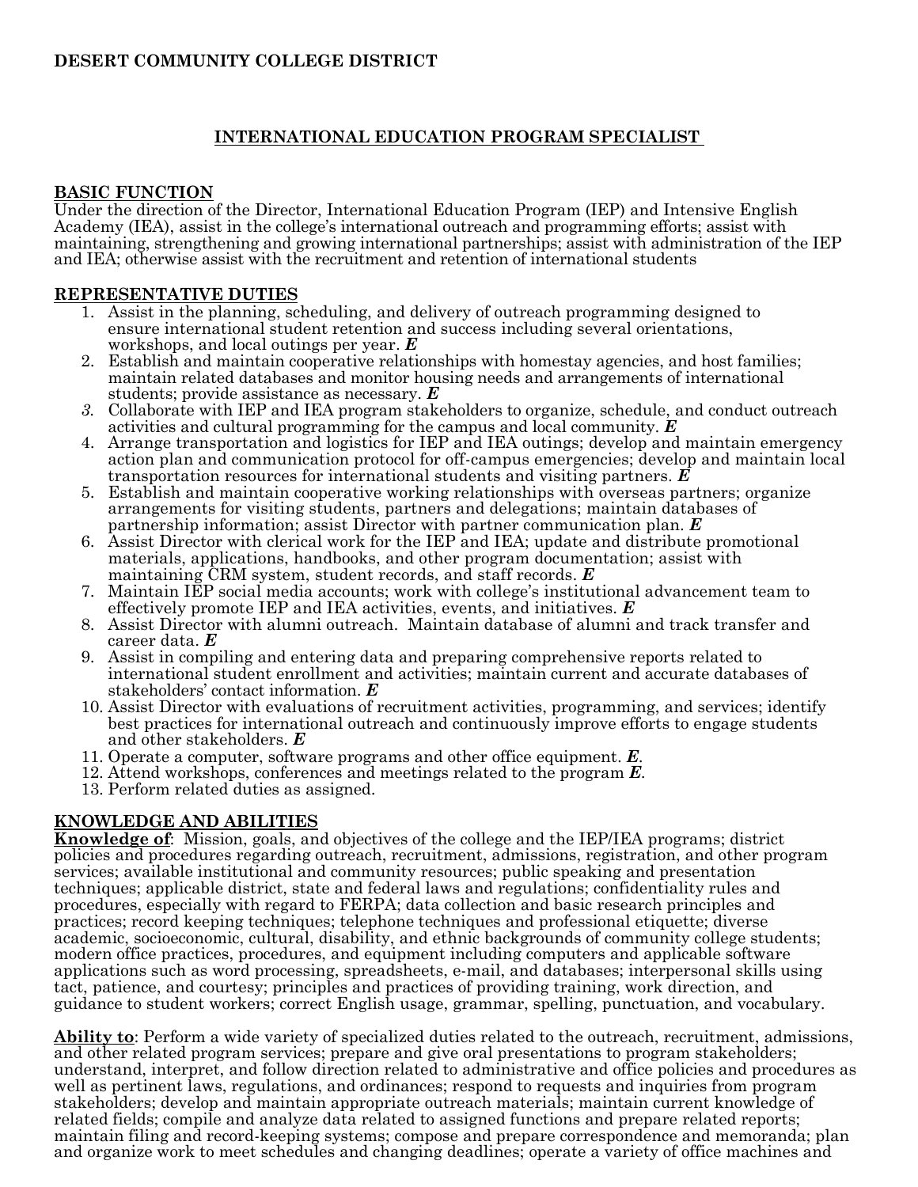**DESERT COMMUNITY COLLEGE DISTRICT**

# INTERNATIONAL EDUCATION PROGRAM SPECIALIST

## BASIC FUNCTION

Under the direction of the Director, International Education Program (IEP) and Intensive English Academy (IEA), assist in the college's international outreach and programming efforts; assist with maintaining, strengthening and growing international partnerships; assist with administration of the IEP and IEA; otherwise assist with the recruitment and retention of international students

## REPRESENTATIVE DUTIES

1. Assist in the planning, scheduling, and delivery of outreach programming designed to ensure international student retention and success including several orientations, workshops, and local outings per year. ***E***
2. Establish and maintain cooperative relationships with homestay agencies, and host families; maintain related databases and monitor housing needs and arrangements of international students; provide assistance as necessary. ***E***
3. Collaborate with IEP and IEA program stakeholders to organize, schedule, and conduct outreach activities and cultural programming for the campus and local community. ***E***
4. Arrange transportation and logistics for IEP and IEA outings; develop and maintain emergency action plan and communication protocol for off-campus emergencies; develop and maintain local transportation resources for international students and visiting partners. ***E***
5. Establish and maintain cooperative working relationships with overseas partners; organize arrangements for visiting students, partners and delegations; maintain databases of partnership information; assist Director with partner communication plan. ***E***
6. Assist Director with clerical work for the IEP and IEA; update and distribute promotional materials, applications, handbooks, and other program documentation; assist with maintaining CRM system, student records, and staff records. ***E***
7. Maintain IEP social media accounts; work with college's institutional advancement team to effectively promote IEP and IEA activities, events, and initiatives. ***E***
8. Assist Director with alumni outreach. Maintain database of alumni and track transfer and career data. ***E***
9. Assist in compiling and entering data and preparing comprehensive reports related to international student enrollment and activities; maintain current and accurate databases of stakeholders' contact information. ***E***
10. Assist Director with evaluations of recruitment activities, programming, and services; identify best practices for international outreach and continuously improve efforts to engage students and other stakeholders. ***E***
11. Operate a computer, software programs and other office equipment. ***E***.
12. Attend workshops, conferences and meetings related to the program ***E***.
13. Perform related duties as assigned.

## KNOWLEDGE AND ABILITIES

**Knowledge of**: Mission, goals, and objectives of the college and the IEP/IEA programs; district policies and procedures regarding outreach, recruitment, admissions, registration, and other program services; available institutional and community resources; public speaking and presentation techniques; applicable district, state and federal laws and regulations; confidentiality rules and procedures, especially with regard to FERPA; data collection and basic research principles and practices; record keeping techniques; telephone techniques and professional etiquette; diverse academic, socioeconomic, cultural, disability, and ethnic backgrounds of community college students; modern office practices, procedures, and equipment including computers and applicable software applications such as word processing, spreadsheets, e-mail, and databases; interpersonal skills using tact, patience, and courtesy; principles and practices of providing training, work direction, and guidance to student workers; correct English usage, grammar, spelling, punctuation, and vocabulary.

**Ability to**: Perform a wide variety of specialized duties related to the outreach, recruitment, admissions, and other related program services; prepare and give oral presentations to program stakeholders; understand, interpret, and follow direction related to administrative and office policies and procedures as well as pertinent laws, regulations, and ordinances; respond to requests and inquiries from program stakeholders; develop and maintain appropriate outreach materials; maintain current knowledge of related fields; compile and analyze data related to assigned functions and prepare related reports; maintain filing and record-keeping systems; compose and prepare correspondence and memoranda; plan and organize work to meet schedules and changing deadlines; operate a variety of office machines and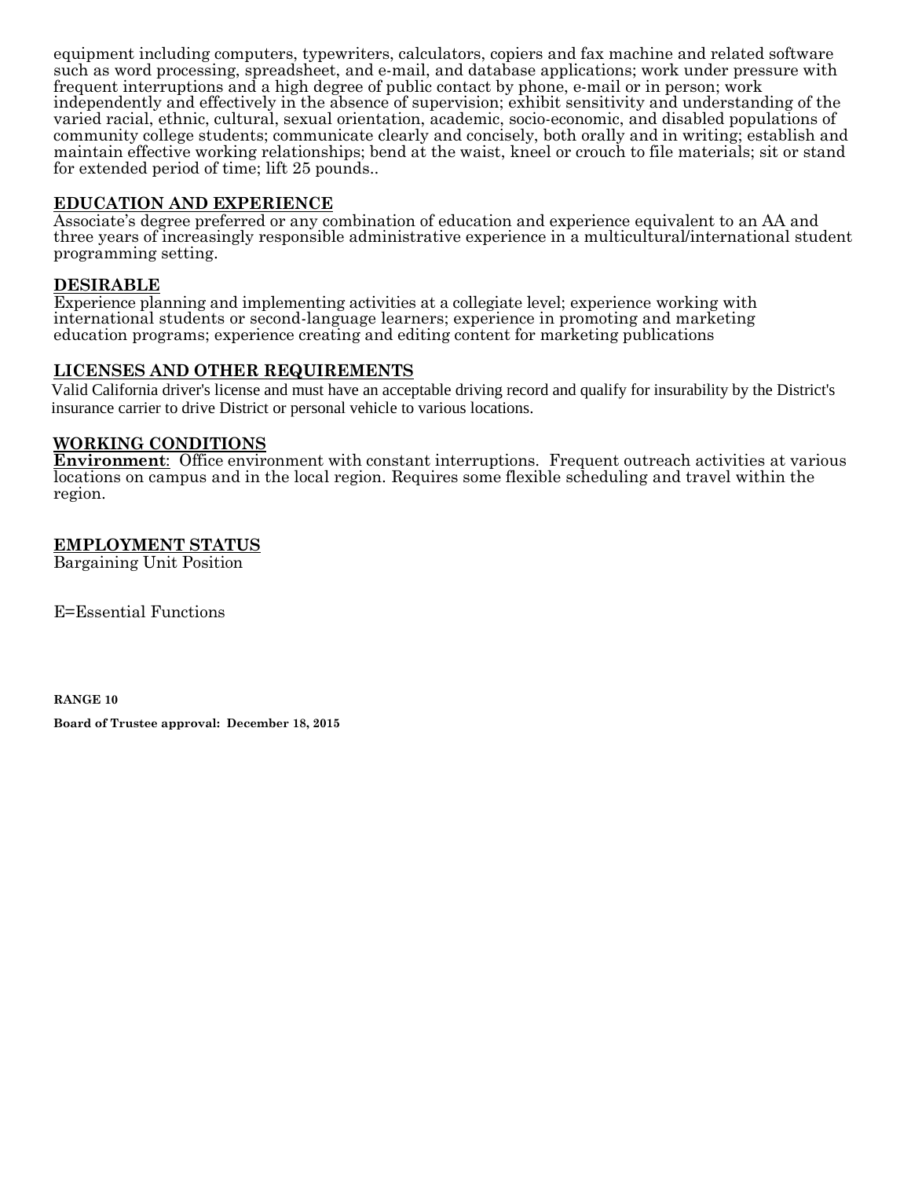equipment including computers, typewriters, calculators, copiers and fax machine and related software such as word processing, spreadsheet, and e-mail, and database applications; work under pressure with frequent interruptions and a high degree of public contact by phone, e-mail or in person; work independently and effectively in the absence of supervision; exhibit sensitivity and understanding of the varied racial, ethnic, cultural, sexual orientation, academic, socio-economic, and disabled populations of community college students; communicate clearly and concisely, both orally and in writing; establish and maintain effective working relationships; bend at the waist, kneel or crouch to file materials; sit or stand for extended period of time; lift 25 pounds..

## EDUCATION AND EXPERIENCE

Associate's degree preferred or any combination of education and experience equivalent to an AA and three years of increasingly responsible administrative experience in a multicultural/international student programming setting.

## DESIRABLE

Experience planning and implementing activities at a collegiate level; experience working with international students or second-language learners; experience in promoting and marketing education programs; experience creating and editing content for marketing publications

## LICENSES AND OTHER REQUIREMENTS

Valid California driver's license and must have an acceptable driving record and qualify for insurability by the District's insurance carrier to drive District or personal vehicle to various locations.

## WORKING CONDITIONS

**Environment**: Office environment with constant interruptions. Frequent outreach activities at various locations on campus and in the local region. Requires some flexible scheduling and travel within the region.

## EMPLOYMENT STATUS

Bargaining Unit Position

E=Essential Functions

**RANGE 10**

**Board of Trustee approval: December 18, 2015**